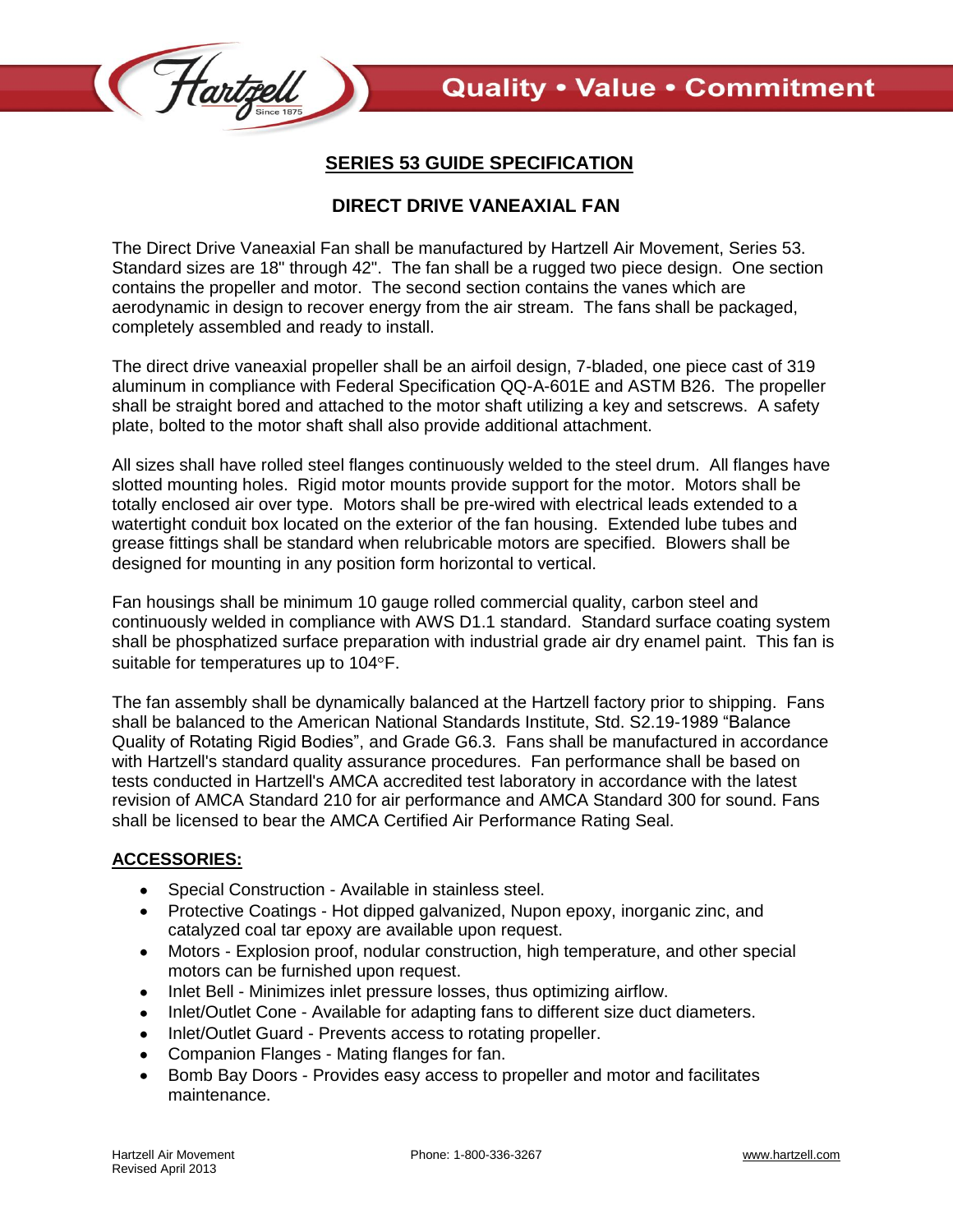## SERIES 53 GUIDE SPECIFICATION

### DIRECT DRIVE VANEAXIAL FAN

The Direct Drive Vaneaxial Fan shall be manufactured by Hartzell Air Movement, Series 53. Standard sizes are 18" through 42". The fan shall be a rugged two piece design. One section contains the propeller and motor. The second section contains the vanes which are aerodynamic in design to recover energy from the air stream. The fans shall be packaged, completely assembled and ready to install.

The direct drive vaneaxial propeller shall be an airfoil design, 7-bladed, one piece cast of 319 aluminum in compliance with Federal Specification QQ-A-601E and ASTM B26. The propeller shall be straight bored and attached to the motor shaft utilizing a key and setscrews. A safety plate, bolted to the motor shaft shall also provide additional attachment.

All sizes shall have rolled steel flanges continuously welded to the steel drum. All flanges have slotted mounting holes. Rigid motor mounts provide support for the motor. Motors shall be totally enclosed air over type. Motors shall be pre-wired with electrical leads extended to a watertight conduit box located on the exterior of the fan housing. Extended lube tubes and grease fittings shall be standard when relubricable motors are specified. Blowers shall be designed for mounting in any position form horizontal to vertical.

Fan housings shall be minimum 10 gauge rolled commercial quality, carbon steel and continuously welded in compliance with AWS D1.1 standard. Standard surface coating system shall be phosphatized surface preparation with industrial grade air dry enamel paint. This fan is suitable for temperatures up to 104°F.

The fan assembly shall be dynamically balanced at the Hartzell factory prior to shipping. Fans shall be balanced to the American National Standards Institute, Std. S2.19-1989 "Balance Quality of Rotating Rigid Bodies", and Grade G6.3. Fans shall be manufactured in accordance with Hartzell's standard quality assurance procedures. Fan performance shall be based on tests conducted in Hartzell's AMCA accredited test laboratory in accordance with the latest revision of AMCA Standard 210 for air performance and AMCA Standard 300 for sound. Fans shall be licensed to bear the AMCA Certified Air Performance Rating Seal.

**ACCESSORIES:**

- Special Construction - Available in stainless steel.
- Protective Coatings - Hot dipped galvanized, Nupon epoxy, inorganic zinc, and catalyzed coal tar epoxy are available upon request.
- Motors - Explosion proof, nodular construction, high temperature, and other special motors can be furnished upon request.
- Inlet Bell - Minimizes inlet pressure losses, thus optimizing airflow.
- Inlet/Outlet Cone - Available for adapting fans to different size duct diameters.
- Inlet/Outlet Guard - Prevents access to rotating propeller.
- Companion Flanges - Mating flanges for fan.
- Bomb Bay Doors - Provides easy access to propeller and motor and facilitates maintenance.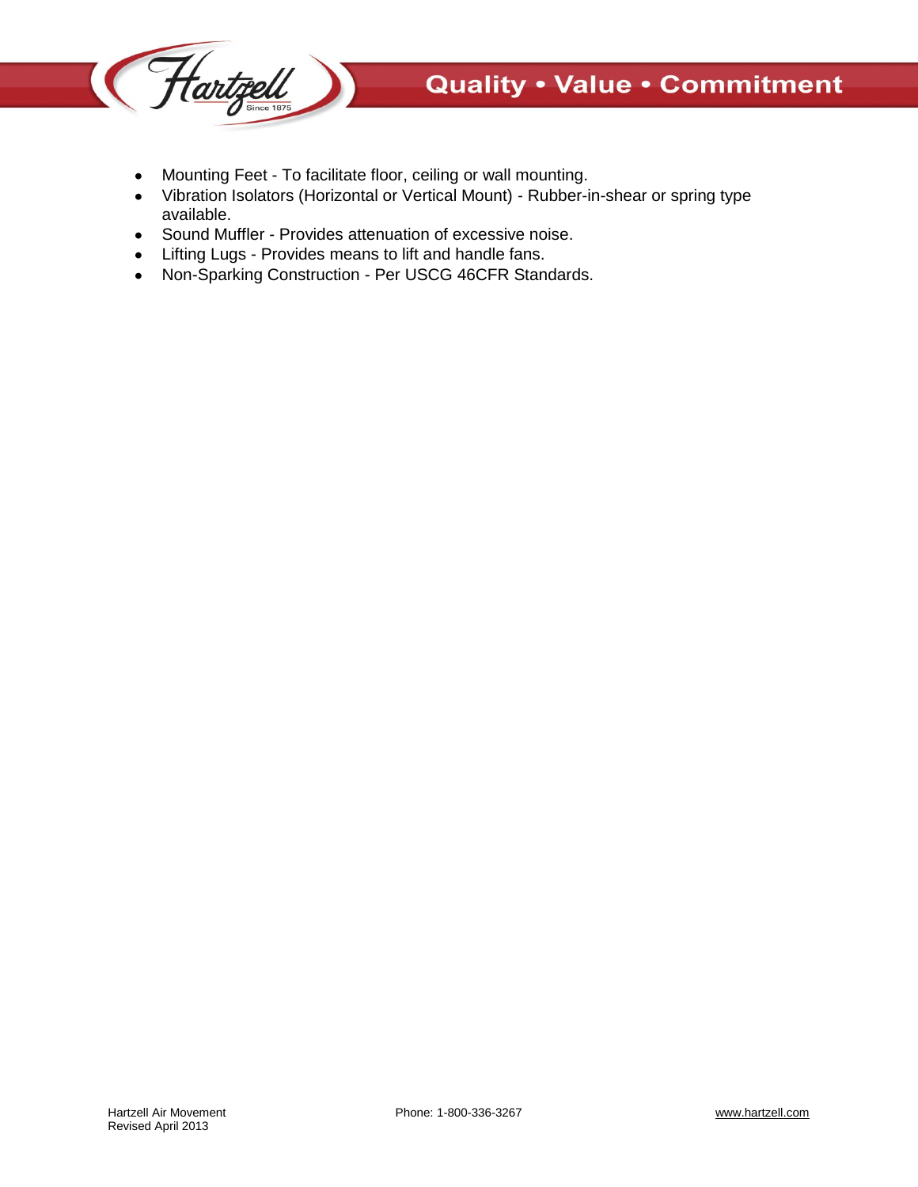- Mounting Feet - To facilitate floor, ceiling or wall mounting.
- Vibration Isolators (Horizontal or Vertical Mount) - Rubber-in-shear or spring type available.
- Sound Muffler - Provides attenuation of excessive noise.
- Lifting Lugs - Provides means to lift and handle fans.
- Non-Sparking Construction - Per USCG 46CFR Standards.